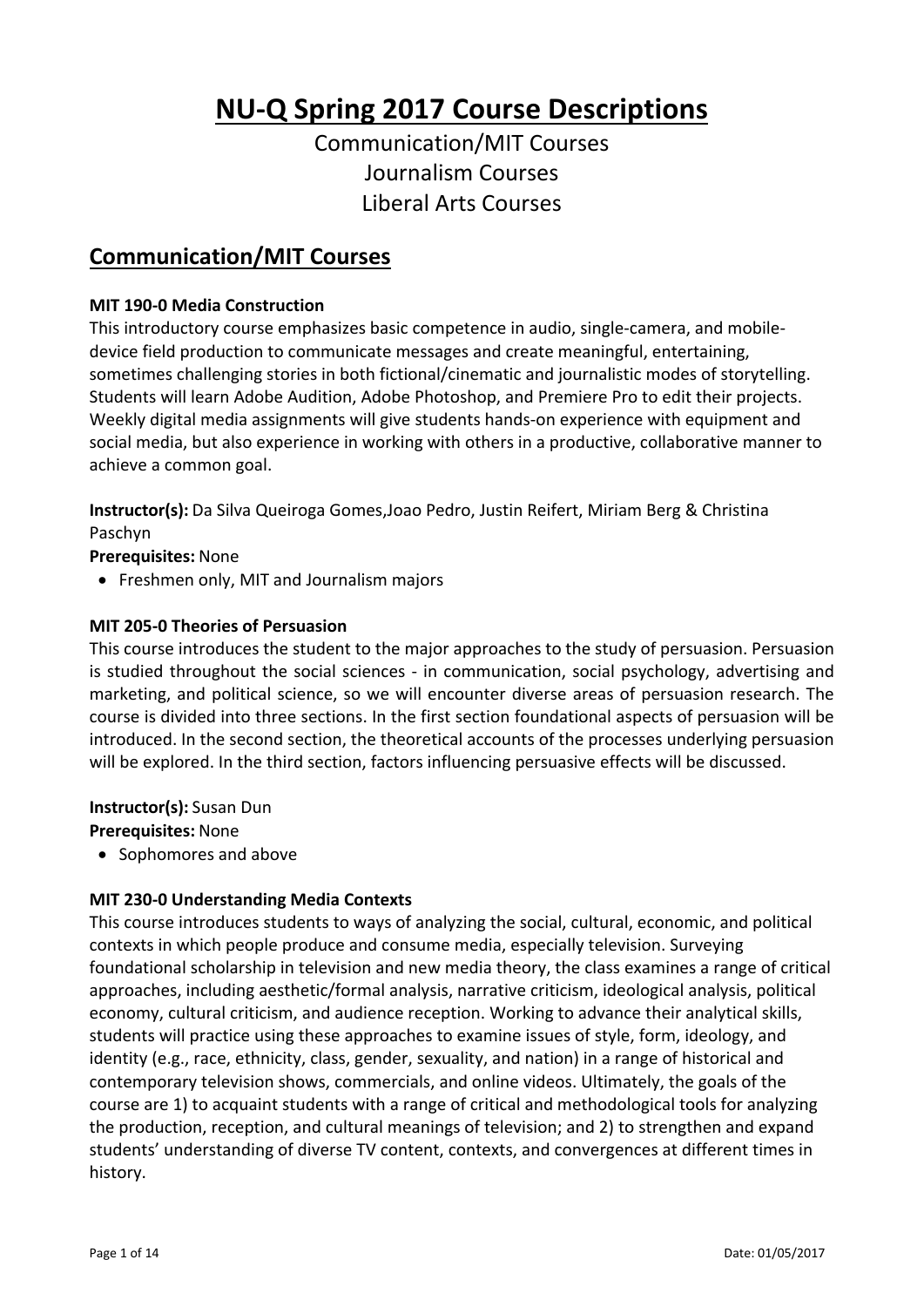# NU-Q Spring 2017 Course Descriptions

Communication/MIT Courses
Journalism Courses
Liberal Arts Courses

## Communication/MIT Courses

### MIT 190-0 Media Construction

This introductory course emphasizes basic competence in audio, single-camera, and mobile-device field production to communicate messages and create meaningful, entertaining, sometimes challenging stories in both fictional/cinematic and journalistic modes of storytelling. Students will learn Adobe Audition, Adobe Photoshop, and Premiere Pro to edit their projects. Weekly digital media assignments will give students hands-on experience with equipment and social media, but also experience in working with others in a productive, collaborative manner to achieve a common goal.

**Instructor(s):** Da Silva Queiroga Gomes,Joao Pedro, Justin Reifert, Miriam Berg & Christina Paschyn

**Prerequisites:** None

- Freshmen only, MIT and Journalism majors

### MIT 205-0 Theories of Persuasion

This course introduces the student to the major approaches to the study of persuasion. Persuasion is studied throughout the social sciences - in communication, social psychology, advertising and marketing, and political science, so we will encounter diverse areas of persuasion research. The course is divided into three sections. In the first section foundational aspects of persuasion will be introduced. In the second section, the theoretical accounts of the processes underlying persuasion will be explored. In the third section, factors influencing persuasive effects will be discussed.

**Instructor(s):** Susan Dun

**Prerequisites:** None

- Sophomores and above

### MIT 230-0 Understanding Media Contexts

This course introduces students to ways of analyzing the social, cultural, economic, and political contexts in which people produce and consume media, especially television. Surveying foundational scholarship in television and new media theory, the class examines a range of critical approaches, including aesthetic/formal analysis, narrative criticism, ideological analysis, political economy, cultural criticism, and audience reception. Working to advance their analytical skills, students will practice using these approaches to examine issues of style, form, ideology, and identity (e.g., race, ethnicity, class, gender, sexuality, and nation) in a range of historical and contemporary television shows, commercials, and online videos. Ultimately, the goals of the course are 1) to acquaint students with a range of critical and methodological tools for analyzing the production, reception, and cultural meanings of television; and 2) to strengthen and expand students' understanding of diverse TV content, contexts, and convergences at different times in history.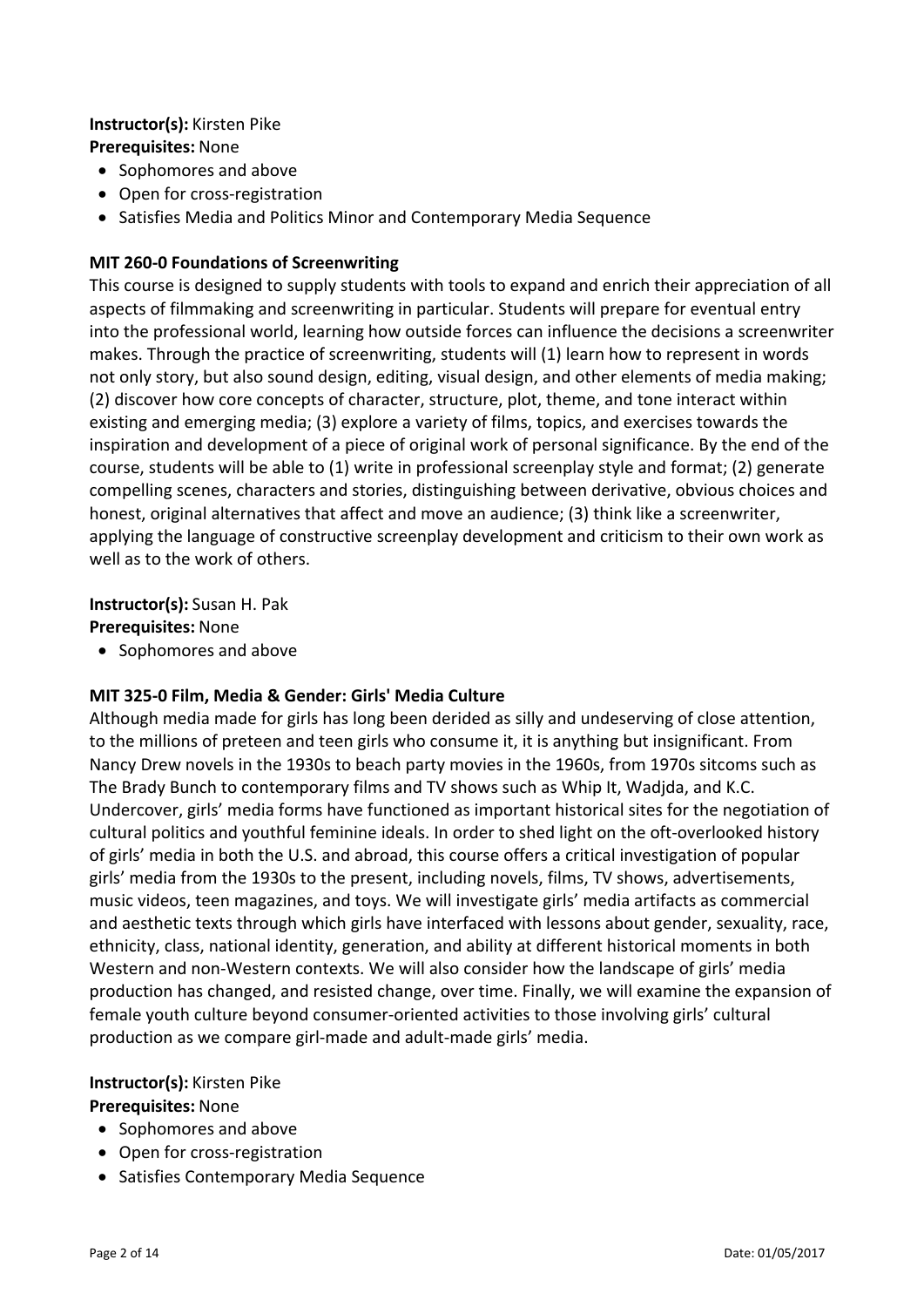**Instructor(s):** Kirsten Pike
**Prerequisites:** None

- Sophomores and above
- Open for cross-registration
- Satisfies Media and Politics Minor and Contemporary Media Sequence

**MIT 260-0 Foundations of Screenwriting**

This course is designed to supply students with tools to expand and enrich their appreciation of all aspects of filmmaking and screenwriting in particular. Students will prepare for eventual entry into the professional world, learning how outside forces can influence the decisions a screenwriter makes. Through the practice of screenwriting, students will (1) learn how to represent in words not only story, but also sound design, editing, visual design, and other elements of media making; (2) discover how core concepts of character, structure, plot, theme, and tone interact within existing and emerging media; (3) explore a variety of films, topics, and exercises towards the inspiration and development of a piece of original work of personal significance. By the end of the course, students will be able to (1) write in professional screenplay style and format; (2) generate compelling scenes, characters and stories, distinguishing between derivative, obvious choices and honest, original alternatives that affect and move an audience; (3) think like a screenwriter, applying the language of constructive screenplay development and criticism to their own work as well as to the work of others.

**Instructor(s):** Susan H. Pak
**Prerequisites:** None

- Sophomores and above

**MIT 325-0 Film, Media & Gender: Girls' Media Culture**

Although media made for girls has long been derided as silly and undeserving of close attention, to the millions of preteen and teen girls who consume it, it is anything but insignificant. From Nancy Drew novels in the 1930s to beach party movies in the 1960s, from 1970s sitcoms such as The Brady Bunch to contemporary films and TV shows such as Whip It, Wadjda, and K.C. Undercover, girls' media forms have functioned as important historical sites for the negotiation of cultural politics and youthful feminine ideals. In order to shed light on the oft-overlooked history of girls' media in both the U.S. and abroad, this course offers a critical investigation of popular girls' media from the 1930s to the present, including novels, films, TV shows, advertisements, music videos, teen magazines, and toys. We will investigate girls' media artifacts as commercial and aesthetic texts through which girls have interfaced with lessons about gender, sexuality, race, ethnicity, class, national identity, generation, and ability at different historical moments in both Western and non-Western contexts. We will also consider how the landscape of girls' media production has changed, and resisted change, over time. Finally, we will examine the expansion of female youth culture beyond consumer-oriented activities to those involving girls' cultural production as we compare girl-made and adult-made girls' media.

**Instructor(s):** Kirsten Pike
**Prerequisites:** None

- Sophomores and above
- Open for cross-registration
- Satisfies Contemporary Media Sequence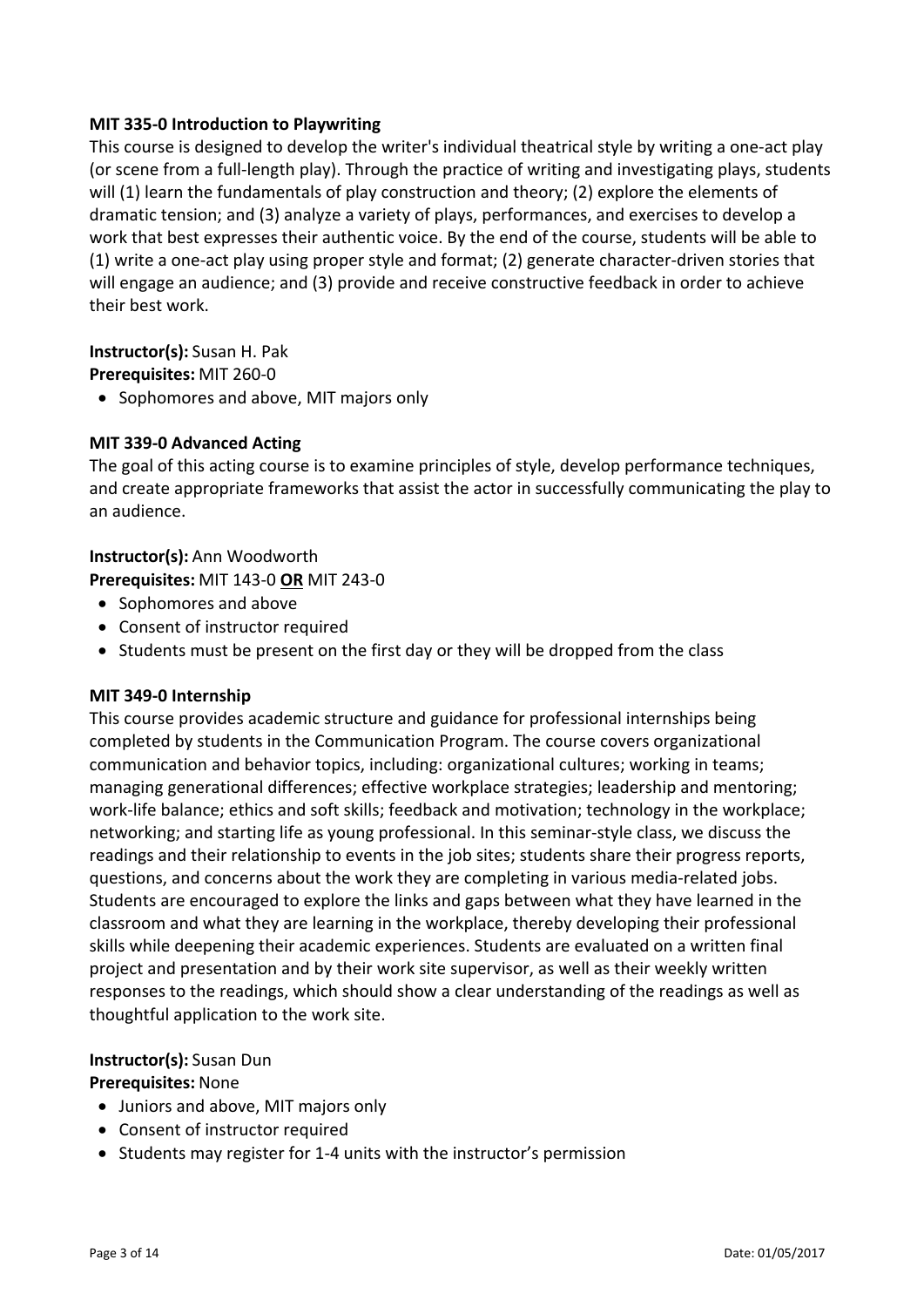**MIT 335-0 Introduction to Playwriting**

This course is designed to develop the writer's individual theatrical style by writing a one-act play (or scene from a full-length play). Through the practice of writing and investigating plays, students will (1) learn the fundamentals of play construction and theory; (2) explore the elements of dramatic tension; and (3) analyze a variety of plays, performances, and exercises to develop a work that best expresses their authentic voice. By the end of the course, students will be able to (1) write a one-act play using proper style and format; (2) generate character-driven stories that will engage an audience; and (3) provide and receive constructive feedback in order to achieve their best work.

**Instructor(s):** Susan H. Pak
**Prerequisites:** MIT 260-0

- Sophomores and above, MIT majors only

**MIT 339-0 Advanced Acting**

The goal of this acting course is to examine principles of style, develop performance techniques, and create appropriate frameworks that assist the actor in successfully communicating the play to an audience.

**Instructor(s):** Ann Woodworth
**Prerequisites:** MIT 143-0 **OR** MIT 243-0

- Sophomores and above
- Consent of instructor required
- Students must be present on the first day or they will be dropped from the class

**MIT 349-0 Internship**

This course provides academic structure and guidance for professional internships being completed by students in the Communication Program. The course covers organizational communication and behavior topics, including: organizational cultures; working in teams; managing generational differences; effective workplace strategies; leadership and mentoring; work-life balance; ethics and soft skills; feedback and motivation; technology in the workplace; networking; and starting life as young professional. In this seminar-style class, we discuss the readings and their relationship to events in the job sites; students share their progress reports, questions, and concerns about the work they are completing in various media-related jobs. Students are encouraged to explore the links and gaps between what they have learned in the classroom and what they are learning in the workplace, thereby developing their professional skills while deepening their academic experiences. Students are evaluated on a written final project and presentation and by their work site supervisor, as well as their weekly written responses to the readings, which should show a clear understanding of the readings as well as thoughtful application to the work site.

**Instructor(s):** Susan Dun
**Prerequisites:** None

- Juniors and above, MIT majors only
- Consent of instructor required
- Students may register for 1-4 units with the instructor's permission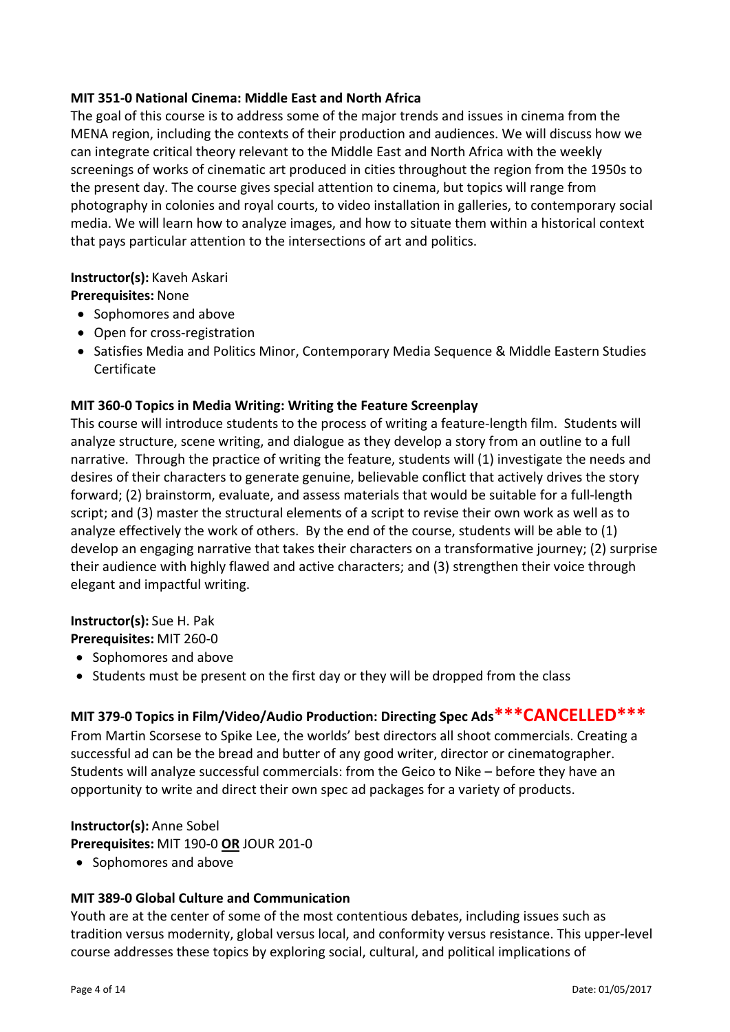**MIT 351-0 National Cinema: Middle East and North Africa**

The goal of this course is to address some of the major trends and issues in cinema from the MENA region, including the contexts of their production and audiences. We will discuss how we can integrate critical theory relevant to the Middle East and North Africa with the weekly screenings of works of cinematic art produced in cities throughout the region from the 1950s to the present day. The course gives special attention to cinema, but topics will range from photography in colonies and royal courts, to video installation in galleries, to contemporary social media. We will learn how to analyze images, and how to situate them within a historical context that pays particular attention to the intersections of art and politics.

**Instructor(s):** Kaveh Askari
**Prerequisites:** None

- Sophomores and above
- Open for cross-registration
- Satisfies Media and Politics Minor, Contemporary Media Sequence & Middle Eastern Studies Certificate

**MIT 360-0 Topics in Media Writing: Writing the Feature Screenplay**

This course will introduce students to the process of writing a feature-length film. Students will analyze structure, scene writing, and dialogue as they develop a story from an outline to a full narrative. Through the practice of writing the feature, students will (1) investigate the needs and desires of their characters to generate genuine, believable conflict that actively drives the story forward; (2) brainstorm, evaluate, and assess materials that would be suitable for a full-length script; and (3) master the structural elements of a script to revise their own work as well as to analyze effectively the work of others. By the end of the course, students will be able to (1) develop an engaging narrative that takes their characters on a transformative journey; (2) surprise their audience with highly flawed and active characters; and (3) strengthen their voice through elegant and impactful writing.

**Instructor(s):** Sue H. Pak
**Prerequisites:** MIT 260-0

- Sophomores and above
- Students must be present on the first day or they will be dropped from the class

**MIT 379-0 Topics in Film/Video/Audio Production: Directing Spec Ads *\*\*CANCELLED\*\****

From Martin Scorsese to Spike Lee, the worlds' best directors all shoot commercials. Creating a successful ad can be the bread and butter of any good writer, director or cinematographer. Students will analyze successful commercials: from the Geico to Nike – before they have an opportunity to write and direct their own spec ad packages for a variety of products.

**Instructor(s):** Anne Sobel
**Prerequisites:** MIT 190-0 **OR** JOUR 201-0

- Sophomores and above

**MIT 389-0 Global Culture and Communication**

Youth are at the center of some of the most contentious debates, including issues such as tradition versus modernity, global versus local, and conformity versus resistance. This upper-level course addresses these topics by exploring social, cultural, and political implications of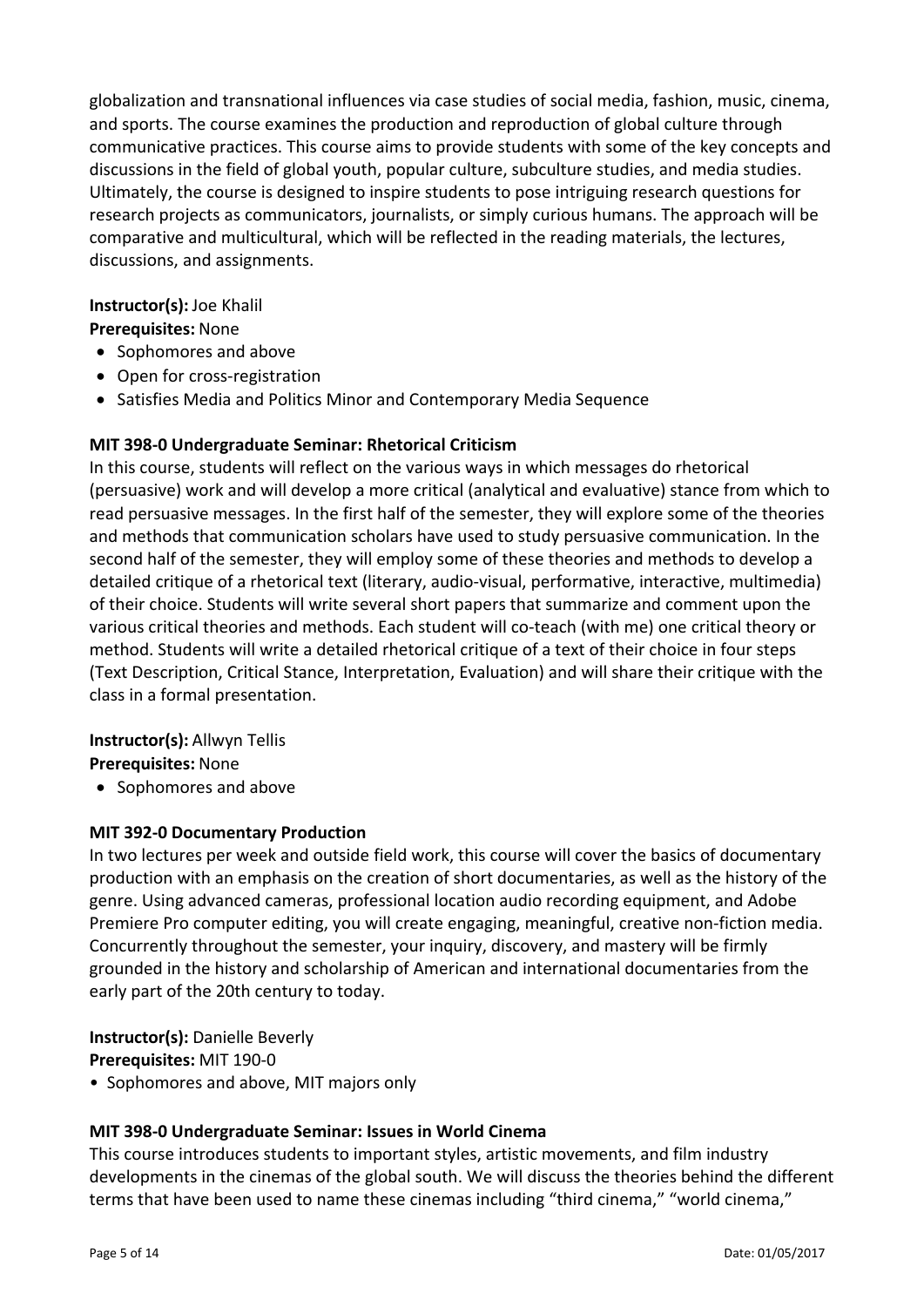globalization and transnational influences via case studies of social media, fashion, music, cinema, and sports. The course examines the production and reproduction of global culture through communicative practices. This course aims to provide students with some of the key concepts and discussions in the field of global youth, popular culture, subculture studies, and media studies. Ultimately, the course is designed to inspire students to pose intriguing research questions for research projects as communicators, journalists, or simply curious humans. The approach will be comparative and multicultural, which will be reflected in the reading materials, the lectures, discussions, and assignments.

**Instructor(s):** Joe Khalil
**Prerequisites:** None

- Sophomores and above
- Open for cross-registration
- Satisfies Media and Politics Minor and Contemporary Media Sequence

**MIT 398-0 Undergraduate Seminar: Rhetorical Criticism**

In this course, students will reflect on the various ways in which messages do rhetorical (persuasive) work and will develop a more critical (analytical and evaluative) stance from which to read persuasive messages. In the first half of the semester, they will explore some of the theories and methods that communication scholars have used to study persuasive communication. In the second half of the semester, they will employ some of these theories and methods to develop a detailed critique of a rhetorical text (literary, audio-visual, performative, interactive, multimedia) of their choice. Students will write several short papers that summarize and comment upon the various critical theories and methods. Each student will co-teach (with me) one critical theory or method. Students will write a detailed rhetorical critique of a text of their choice in four steps (Text Description, Critical Stance, Interpretation, Evaluation) and will share their critique with the class in a formal presentation.

**Instructor(s):** Allwyn Tellis
**Prerequisites:** None

- Sophomores and above

**MIT 392-0 Documentary Production**

In two lectures per week and outside field work, this course will cover the basics of documentary production with an emphasis on the creation of short documentaries, as well as the history of the genre. Using advanced cameras, professional location audio recording equipment, and Adobe Premiere Pro computer editing, you will create engaging, meaningful, creative non-fiction media. Concurrently throughout the semester, your inquiry, discovery, and mastery will be firmly grounded in the history and scholarship of American and international documentaries from the early part of the 20th century to today.

**Instructor(s):** Danielle Beverly
**Prerequisites:** MIT 190-0

- Sophomores and above, MIT majors only

**MIT 398-0 Undergraduate Seminar: Issues in World Cinema**

This course introduces students to important styles, artistic movements, and film industry developments in the cinemas of the global south. We will discuss the theories behind the different terms that have been used to name these cinemas including "third cinema," "world cinema,"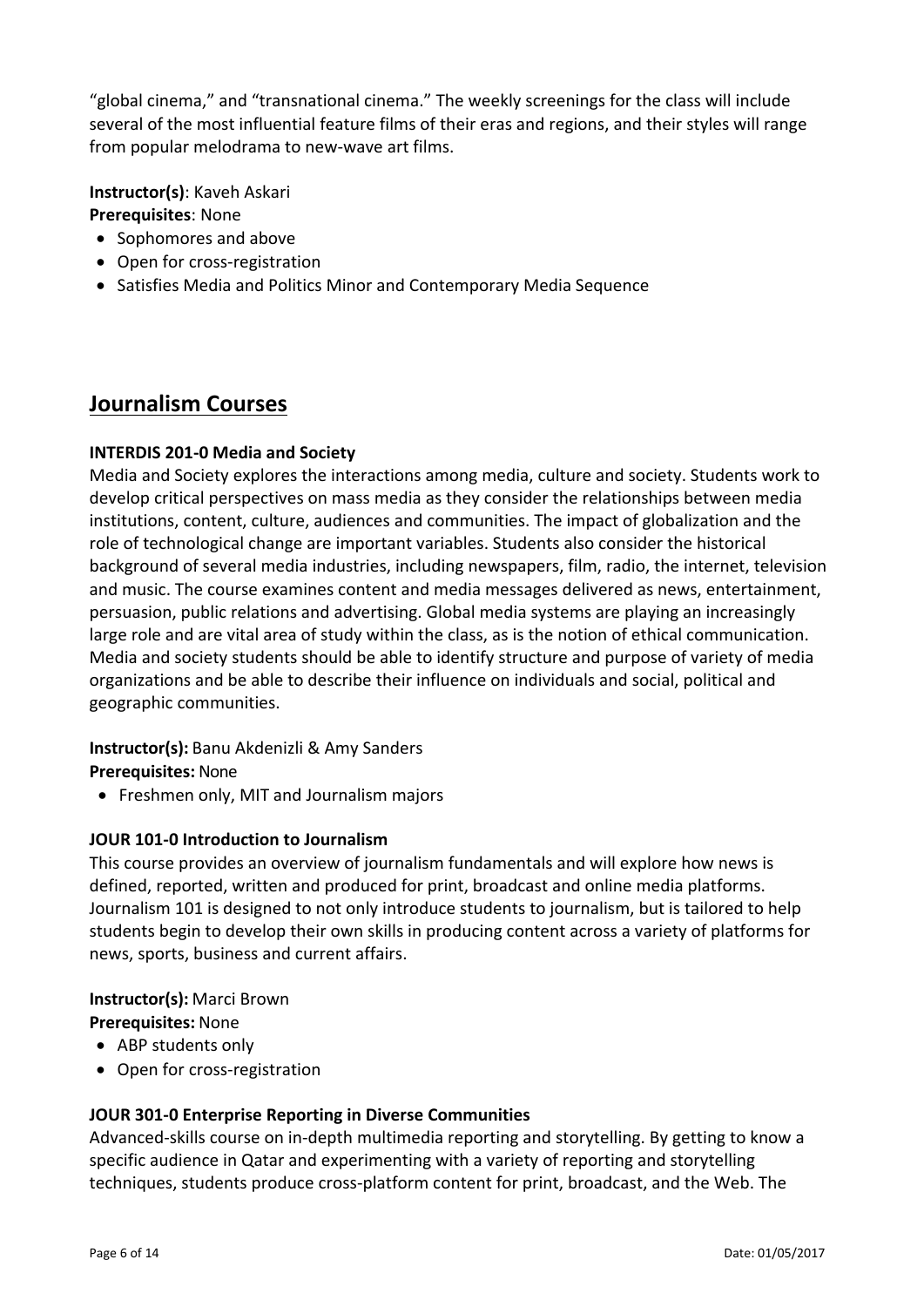“global cinema,” and “transnational cinema.” The weekly screenings for the class will include several of the most influential feature films of their eras and regions, and their styles will range from popular melodrama to new-wave art films.

**Instructor(s)**: Kaveh Askari
**Prerequisites**: None

- Sophomores and above
- Open for cross-registration
- Satisfies Media and Politics Minor and Contemporary Media Sequence

## Journalism Courses

**INTERDIS 201-0 Media and Society**

Media and Society explores the interactions among media, culture and society. Students work to develop critical perspectives on mass media as they consider the relationships between media institutions, content, culture, audiences and communities. The impact of globalization and the role of technological change are important variables. Students also consider the historical background of several media industries, including newspapers, film, radio, the internet, television and music. The course examines content and media messages delivered as news, entertainment, persuasion, public relations and advertising. Global media systems are playing an increasingly large role and are vital area of study within the class, as is the notion of ethical communication. Media and society students should be able to identify structure and purpose of variety of media organizations and be able to describe their influence on individuals and social, political and geographic communities.

**Instructor(s):** Banu Akdenizli & Amy Sanders
**Prerequisites:** None

- Freshmen only, MIT and Journalism majors

**JOUR 101-0 Introduction to Journalism**

This course provides an overview of journalism fundamentals and will explore how news is defined, reported, written and produced for print, broadcast and online media platforms. Journalism 101 is designed to not only introduce students to journalism, but is tailored to help students begin to develop their own skills in producing content across a variety of platforms for news, sports, business and current affairs.

**Instructor(s):** Marci Brown
**Prerequisites:** None

- ABP students only
- Open for cross-registration

**JOUR 301-0 Enterprise Reporting in Diverse Communities**

Advanced-skills course on in-depth multimedia reporting and storytelling. By getting to know a specific audience in Qatar and experimenting with a variety of reporting and storytelling techniques, students produce cross-platform content for print, broadcast, and the Web. The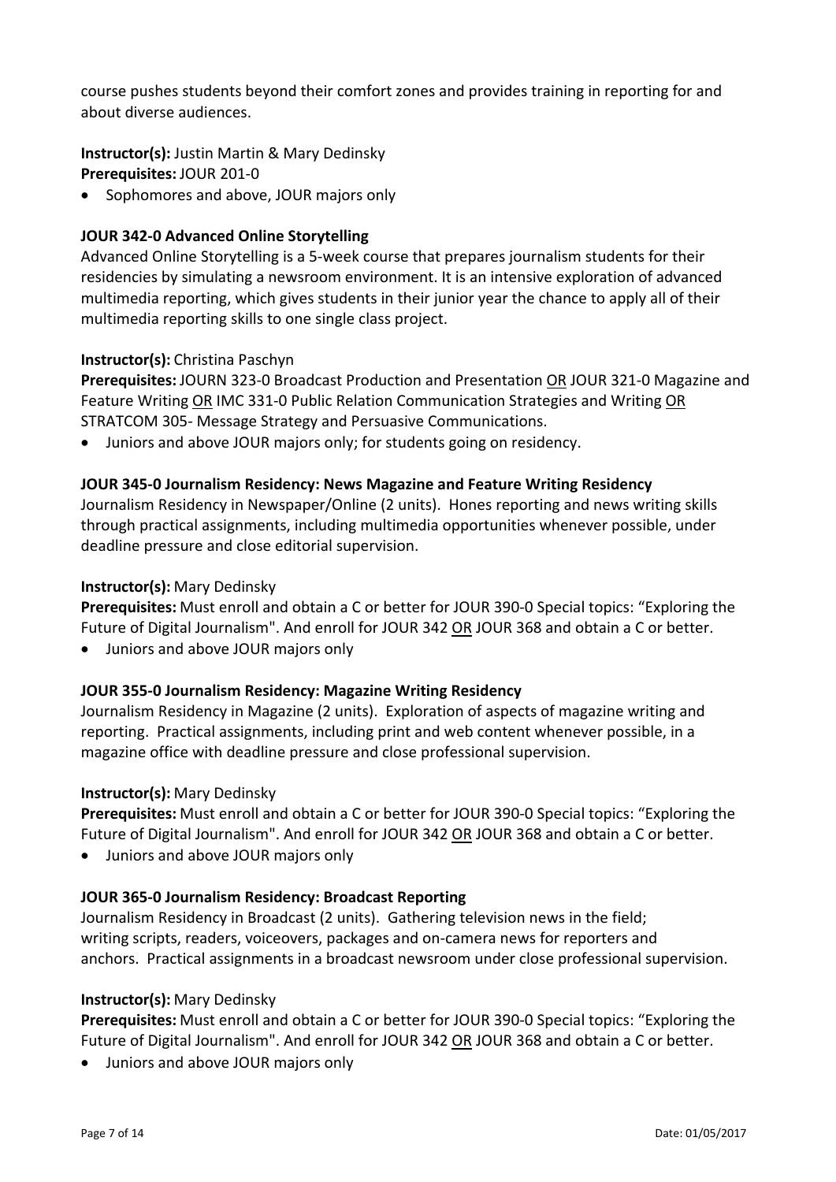course pushes students beyond their comfort zones and provides training in reporting for and about diverse audiences.

**Instructor(s):** Justin Martin & Mary Dedinsky
**Prerequisites:** JOUR 201-0

- Sophomores and above, JOUR majors only

### JOUR 342-0 Advanced Online Storytelling

Advanced Online Storytelling is a 5-week course that prepares journalism students for their residencies by simulating a newsroom environment. It is an intensive exploration of advanced multimedia reporting, which gives students in their junior year the chance to apply all of their multimedia reporting skills to one single class project.

**Instructor(s):** Christina Paschyn
**Prerequisites:** JOURN 323-0 Broadcast Production and Presentation OR JOUR 321-0 Magazine and Feature Writing OR IMC 331-0 Public Relation Communication Strategies and Writing OR STRATCOM 305- Message Strategy and Persuasive Communications.

- Juniors and above JOUR majors only; for students going on residency.

### JOUR 345-0 Journalism Residency: News Magazine and Feature Writing Residency

Journalism Residency in Newspaper/Online (2 units). Hones reporting and news writing skills through practical assignments, including multimedia opportunities whenever possible, under deadline pressure and close editorial supervision.

**Instructor(s):** Mary Dedinsky
**Prerequisites:** Must enroll and obtain a C or better for JOUR 390-0 Special topics: "Exploring the Future of Digital Journalism". And enroll for JOUR 342 OR JOUR 368 and obtain a C or better.

- Juniors and above JOUR majors only

### JOUR 355-0 Journalism Residency: Magazine Writing Residency

Journalism Residency in Magazine (2 units). Exploration of aspects of magazine writing and reporting. Practical assignments, including print and web content whenever possible, in a magazine office with deadline pressure and close professional supervision.

**Instructor(s):** Mary Dedinsky
**Prerequisites:** Must enroll and obtain a C or better for JOUR 390-0 Special topics: "Exploring the Future of Digital Journalism". And enroll for JOUR 342 OR JOUR 368 and obtain a C or better.

- Juniors and above JOUR majors only

### JOUR 365-0 Journalism Residency: Broadcast Reporting

Journalism Residency in Broadcast (2 units). Gathering television news in the field; writing scripts, readers, voiceovers, packages and on-camera news for reporters and anchors. Practical assignments in a broadcast newsroom under close professional supervision.

**Instructor(s):** Mary Dedinsky
**Prerequisites:** Must enroll and obtain a C or better for JOUR 390-0 Special topics: "Exploring the Future of Digital Journalism". And enroll for JOUR 342 OR JOUR 368 and obtain a C or better.

- Juniors and above JOUR majors only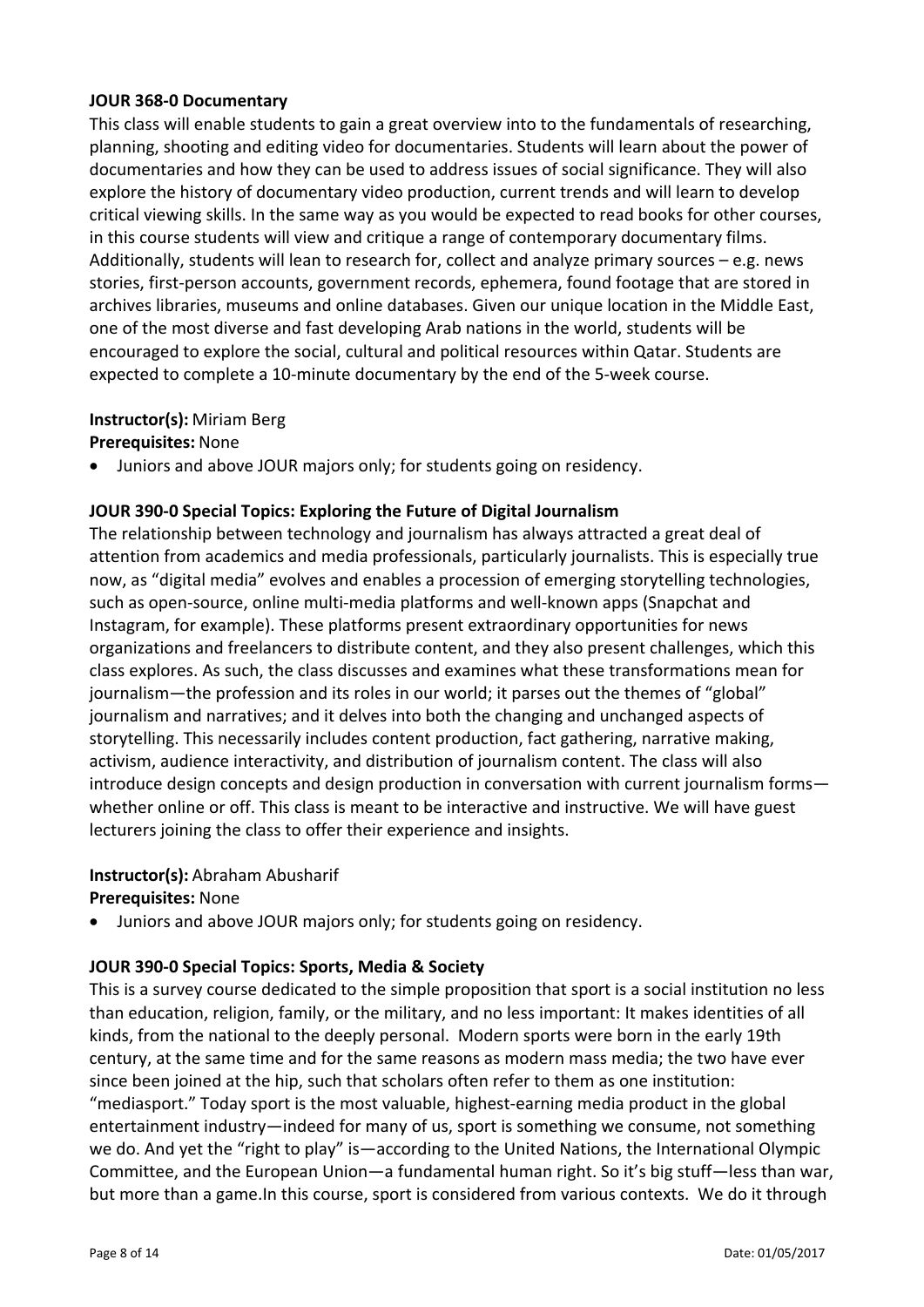**JOUR 368-0 Documentary**

This class will enable students to gain a great overview into to the fundamentals of researching, planning, shooting and editing video for documentaries. Students will learn about the power of documentaries and how they can be used to address issues of social significance. They will also explore the history of documentary video production, current trends and will learn to develop critical viewing skills. In the same way as you would be expected to read books for other courses, in this course students will view and critique a range of contemporary documentary films. Additionally, students will lean to research for, collect and analyze primary sources – e.g. news stories, first-person accounts, government records, ephemera, found footage that are stored in archives libraries, museums and online databases. Given our unique location in the Middle East, one of the most diverse and fast developing Arab nations in the world, students will be encouraged to explore the social, cultural and political resources within Qatar. Students are expected to complete a 10-minute documentary by the end of the 5-week course.

**Instructor(s):** Miriam Berg

**Prerequisites:** None

- Juniors and above JOUR majors only; for students going on residency.

**JOUR 390-0 Special Topics: Exploring the Future of Digital Journalism**

The relationship between technology and journalism has always attracted a great deal of attention from academics and media professionals, particularly journalists. This is especially true now, as "digital media" evolves and enables a procession of emerging storytelling technologies, such as open-source, online multi-media platforms and well-known apps (Snapchat and Instagram, for example). These platforms present extraordinary opportunities for news organizations and freelancers to distribute content, and they also present challenges, which this class explores. As such, the class discusses and examines what these transformations mean for journalism—the profession and its roles in our world; it parses out the themes of "global" journalism and narratives; and it delves into both the changing and unchanged aspects of storytelling. This necessarily includes content production, fact gathering, narrative making, activism, audience interactivity, and distribution of journalism content. The class will also introduce design concepts and design production in conversation with current journalism forms—whether online or off. This class is meant to be interactive and instructive. We will have guest lecturers joining the class to offer their experience and insights.

**Instructor(s):** Abraham Abusharif

**Prerequisites:** None

- Juniors and above JOUR majors only; for students going on residency.

**JOUR 390-0 Special Topics: Sports, Media & Society**

This is a survey course dedicated to the simple proposition that sport is a social institution no less than education, religion, family, or the military, and no less important: It makes identities of all kinds, from the national to the deeply personal. Modern sports were born in the early 19th century, at the same time and for the same reasons as modern mass media; the two have ever since been joined at the hip, such that scholars often refer to them as one institution: "mediasport." Today sport is the most valuable, highest-earning media product in the global entertainment industry—indeed for many of us, sport is something we consume, not something we do. And yet the "right to play" is—according to the United Nations, the International Olympic Committee, and the European Union—a fundamental human right. So it's big stuff—less than war, but more than a game.In this course, sport is considered from various contexts. We do it through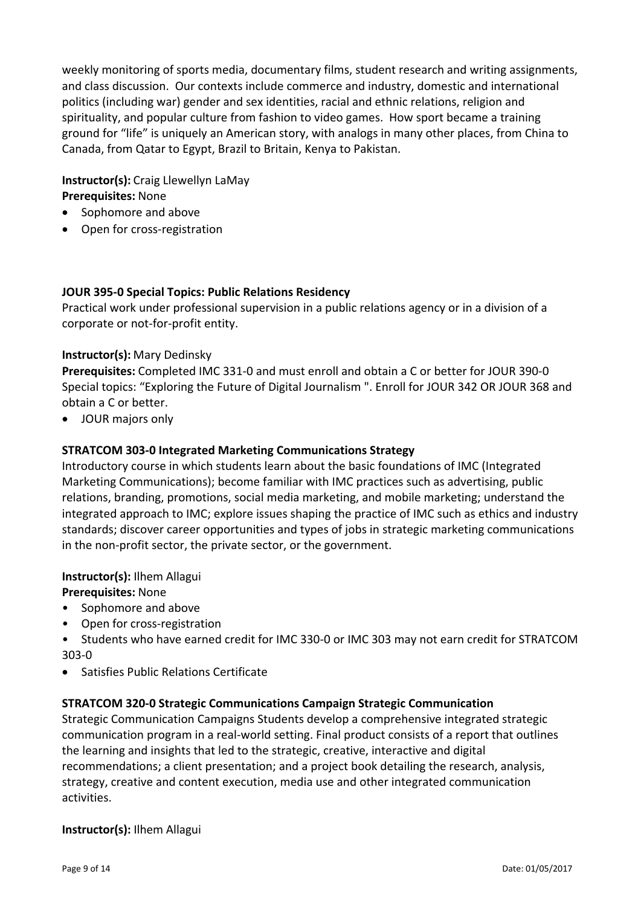weekly monitoring of sports media, documentary films, student research and writing assignments, and class discussion. Our contexts include commerce and industry, domestic and international politics (including war) gender and sex identities, racial and ethnic relations, religion and spirituality, and popular culture from fashion to video games. How sport became a training ground for "life" is uniquely an American story, with analogs in many other places, from China to Canada, from Qatar to Egypt, Brazil to Britain, Kenya to Pakistan.

**Instructor(s):** Craig Llewellyn LaMay
**Prerequisites:** None

- Sophomore and above
- Open for cross-registration

**JOUR 395-0 Special Topics: Public Relations Residency**

Practical work under professional supervision in a public relations agency or in a division of a corporate or not-for-profit entity.

**Instructor(s):** Mary Dedinsky
**Prerequisites:** Completed IMC 331-0 and must enroll and obtain a C or better for JOUR 390-0 Special topics: "Exploring the Future of Digital Journalism ". Enroll for JOUR 342 OR JOUR 368 and obtain a C or better.

- JOUR majors only

**STRATCOM 303-0 Integrated Marketing Communications Strategy**

Introductory course in which students learn about the basic foundations of IMC (Integrated Marketing Communications); become familiar with IMC practices such as advertising, public relations, branding, promotions, social media marketing, and mobile marketing; understand the integrated approach to IMC; explore issues shaping the practice of IMC such as ethics and industry standards; discover career opportunities and types of jobs in strategic marketing communications in the non-profit sector, the private sector, or the government.

**Instructor(s):** Ilhem Allagui
**Prerequisites:** None

- Sophomore and above
- Open for cross-registration
- Students who have earned credit for IMC 330-0 or IMC 303 may not earn credit for STRATCOM 303-0
- Satisfies Public Relations Certificate

**STRATCOM 320-0 Strategic Communications Campaign Strategic Communication**

Strategic Communication Campaigns Students develop a comprehensive integrated strategic communication program in a real-world setting. Final product consists of a report that outlines the learning and insights that led to the strategic, creative, interactive and digital recommendations; a client presentation; and a project book detailing the research, analysis, strategy, creative and content execution, media use and other integrated communication activities.

**Instructor(s):** Ilhem Allagui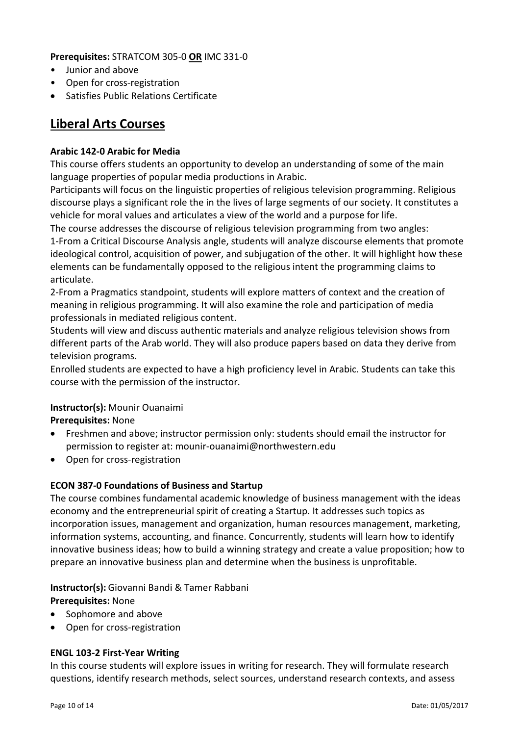**Prerequisites:** STRATCOM 305-0 **OR** IMC 331-0

- Junior and above
- Open for cross-registration
- Satisfies Public Relations Certificate

## Liberal Arts Courses

**Arabic 142-0 Arabic for Media**

This course offers students an opportunity to develop an understanding of some of the main language properties of popular media productions in Arabic.

Participants will focus on the linguistic properties of religious television programming. Religious discourse plays a significant role the in the lives of large segments of our society. It constitutes a vehicle for moral values and articulates a view of the world and a purpose for life.

The course addresses the discourse of religious television programming from two angles:

1-From a Critical Discourse Analysis angle, students will analyze discourse elements that promote ideological control, acquisition of power, and subjugation of the other. It will highlight how these elements can be fundamentally opposed to the religious intent the programming claims to articulate.

2-From a Pragmatics standpoint, students will explore matters of context and the creation of meaning in religious programming. It will also examine the role and participation of media professionals in mediated religious content.

Students will view and discuss authentic materials and analyze religious television shows from different parts of the Arab world. They will also produce papers based on data they derive from television programs.

Enrolled students are expected to have a high proficiency level in Arabic. Students can take this course with the permission of the instructor.

**Instructor(s):** Mounir Ouanaimi

**Prerequisites:** None

- Freshmen and above; instructor permission only: students should email the instructor for permission to register at: mounir-ouanaimi@northwestern.edu
- Open for cross-registration

**ECON 387-0 Foundations of Business and Startup**

The course combines fundamental academic knowledge of business management with the ideas economy and the entrepreneurial spirit of creating a Startup. It addresses such topics as incorporation issues, management and organization, human resources management, marketing, information systems, accounting, and finance. Concurrently, students will learn how to identify innovative business ideas; how to build a winning strategy and create a value proposition; how to prepare an innovative business plan and determine when the business is unprofitable.

**Instructor(s):** Giovanni Bandi & Tamer Rabbani

**Prerequisites:** None

- Sophomore and above
- Open for cross-registration

**ENGL 103-2 First-Year Writing**

In this course students will explore issues in writing for research. They will formulate research questions, identify research methods, select sources, understand research contexts, and assess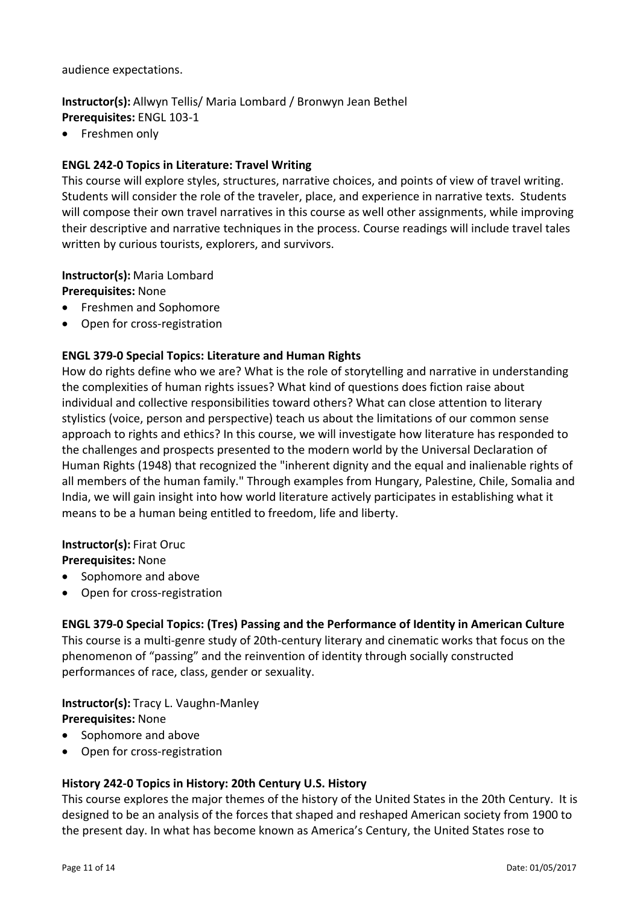audience expectations.

**Instructor(s):** Allwyn Tellis/ Maria Lombard / Bronwyn Jean Bethel
**Prerequisites:** ENGL 103-1

- Freshmen only

**ENGL 242-0 Topics in Literature: Travel Writing**

This course will explore styles, structures, narrative choices, and points of view of travel writing. Students will consider the role of the traveler, place, and experience in narrative texts. Students will compose their own travel narratives in this course as well other assignments, while improving their descriptive and narrative techniques in the process. Course readings will include travel tales written by curious tourists, explorers, and survivors.

**Instructor(s):** Maria Lombard
**Prerequisites:** None

- Freshmen and Sophomore
- Open for cross-registration

**ENGL 379-0 Special Topics: Literature and Human Rights**

How do rights define who we are? What is the role of storytelling and narrative in understanding the complexities of human rights issues? What kind of questions does fiction raise about individual and collective responsibilities toward others? What can close attention to literary stylistics (voice, person and perspective) teach us about the limitations of our common sense approach to rights and ethics? In this course, we will investigate how literature has responded to the challenges and prospects presented to the modern world by the Universal Declaration of Human Rights (1948) that recognized the "inherent dignity and the equal and inalienable rights of all members of the human family." Through examples from Hungary, Palestine, Chile, Somalia and India, we will gain insight into how world literature actively participates in establishing what it means to be a human being entitled to freedom, life and liberty.

**Instructor(s):** Firat Oruc
**Prerequisites:** None

- Sophomore and above
- Open for cross-registration

**ENGL 379-0 Special Topics: (Tres) Passing and the Performance of Identity in American Culture**

This course is a multi-genre study of 20th-century literary and cinematic works that focus on the phenomenon of "passing" and the reinvention of identity through socially constructed performances of race, class, gender or sexuality.

**Instructor(s):** Tracy L. Vaughn-Manley
**Prerequisites:** None

- Sophomore and above
- Open for cross-registration

**History 242-0 Topics in History: 20th Century U.S. History**

This course explores the major themes of the history of the United States in the 20th Century. It is designed to be an analysis of the forces that shaped and reshaped American society from 1900 to the present day. In what has become known as America's Century, the United States rose to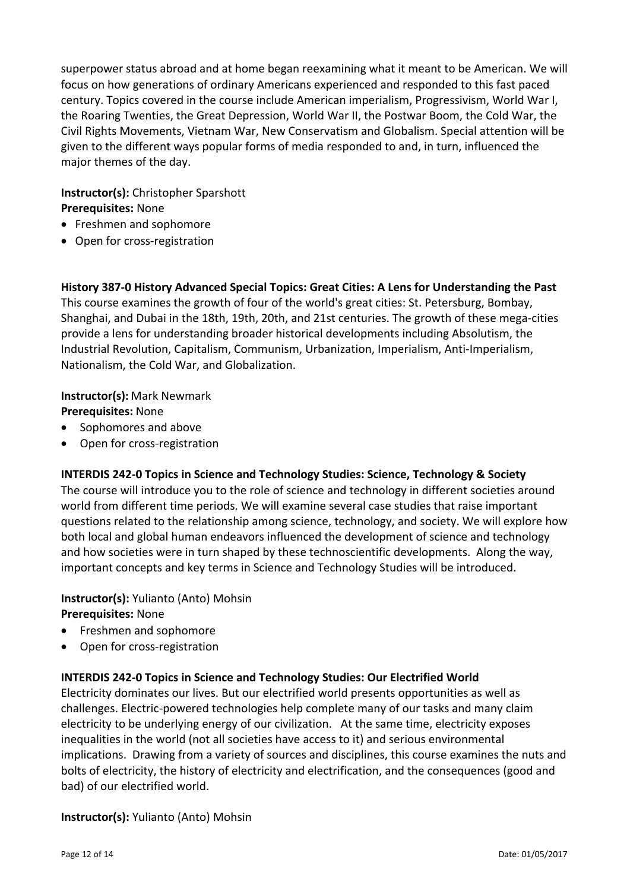superpower status abroad and at home began reexamining what it meant to be American. We will focus on how generations of ordinary Americans experienced and responded to this fast paced century. Topics covered in the course include American imperialism, Progressivism, World War I, the Roaring Twenties, the Great Depression, World War II, the Postwar Boom, the Cold War, the Civil Rights Movements, Vietnam War, New Conservatism and Globalism. Special attention will be given to the different ways popular forms of media responded to and, in turn, influenced the major themes of the day.

**Instructor(s):** Christopher Sparshott
**Prerequisites:** None

- Freshmen and sophomore
- Open for cross-registration

**History 387-0 History Advanced Special Topics: Great Cities: A Lens for Understanding the Past**
This course examines the growth of four of the world's great cities: St. Petersburg, Bombay, Shanghai, and Dubai in the 18th, 19th, 20th, and 21st centuries. The growth of these mega-cities provide a lens for understanding broader historical developments including Absolutism, the Industrial Revolution, Capitalism, Communism, Urbanization, Imperialism, Anti-Imperialism, Nationalism, the Cold War, and Globalization.

**Instructor(s):** Mark Newmark
**Prerequisites:** None

- Sophomores and above
- Open for cross-registration

**INTERDIS 242-0 Topics in Science and Technology Studies: Science, Technology & Society**
The course will introduce you to the role of science and technology in different societies around world from different time periods. We will examine several case studies that raise important questions related to the relationship among science, technology, and society. We will explore how both local and global human endeavors influenced the development of science and technology and how societies were in turn shaped by these technoscientific developments. Along the way, important concepts and key terms in Science and Technology Studies will be introduced.

**Instructor(s):** Yulianto (Anto) Mohsin
**Prerequisites:** None

- Freshmen and sophomore
- Open for cross-registration

**INTERDIS 242-0 Topics in Science and Technology Studies: Our Electrified World**
Electricity dominates our lives. But our electrified world presents opportunities as well as challenges. Electric-powered technologies help complete many of our tasks and many claim electricity to be underlying energy of our civilization. At the same time, electricity exposes inequalities in the world (not all societies have access to it) and serious environmental implications. Drawing from a variety of sources and disciplines, this course examines the nuts and bolts of electricity, the history of electricity and electrification, and the consequences (good and bad) of our electrified world.

**Instructor(s):** Yulianto (Anto) Mohsin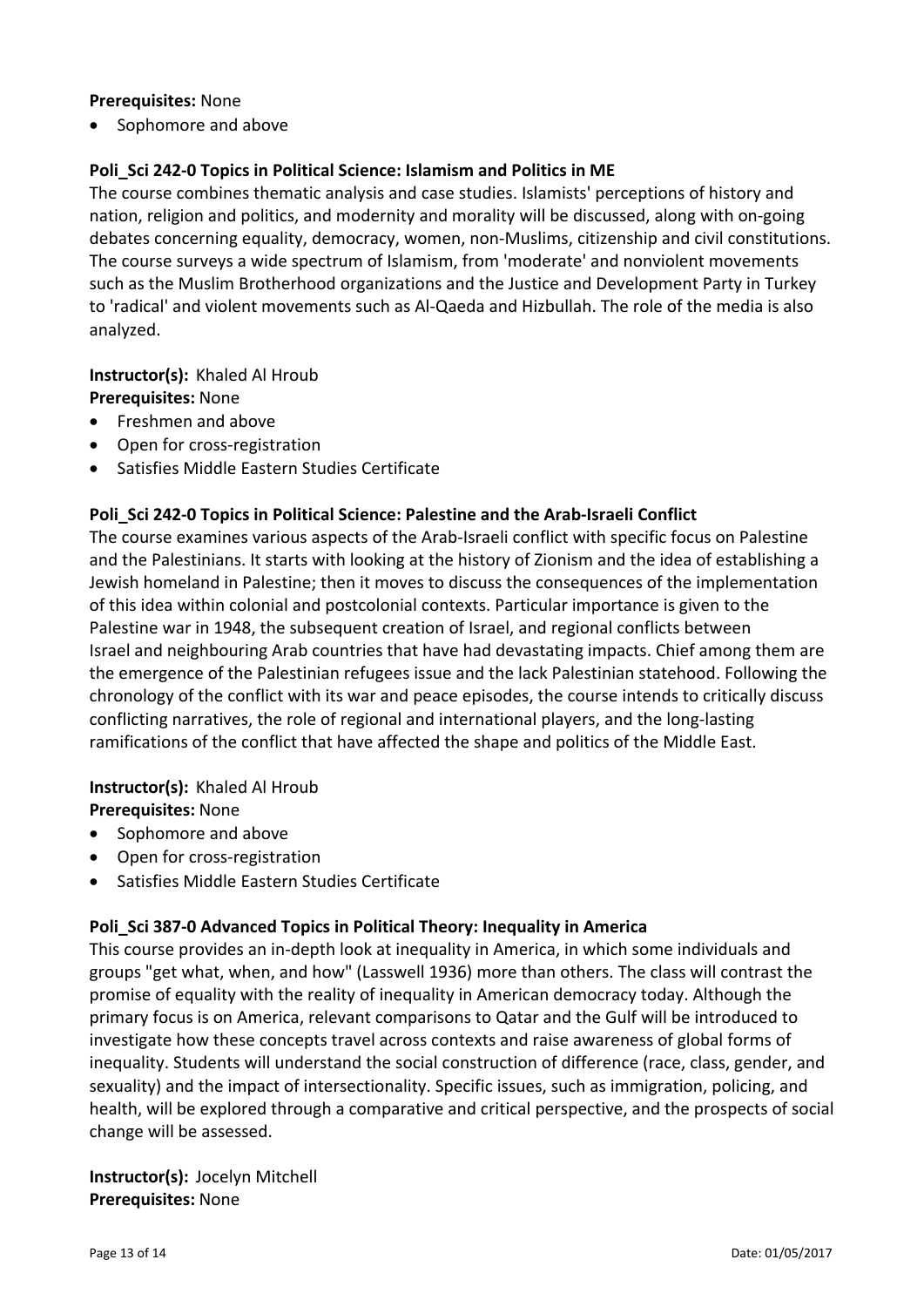**Prerequisites:** None

- Sophomore and above

**Poli_Sci 242-0 Topics in Political Science: Islamism and Politics in ME**

The course combines thematic analysis and case studies. Islamists' perceptions of history and nation, religion and politics, and modernity and morality will be discussed, along with on-going debates concerning equality, democracy, women, non-Muslims, citizenship and civil constitutions. The course surveys a wide spectrum of Islamism, from 'moderate' and nonviolent movements such as the Muslim Brotherhood organizations and the Justice and Development Party in Turkey to 'radical' and violent movements such as Al-Qaeda and Hizbullah. The role of the media is also analyzed.

**Instructor(s):** Khaled Al Hroub
**Prerequisites:** None

- Freshmen and above
- Open for cross-registration
- Satisfies Middle Eastern Studies Certificate

**Poli_Sci 242-0 Topics in Political Science: Palestine and the Arab-Israeli Conflict**

The course examines various aspects of the Arab-Israeli conflict with specific focus on Palestine and the Palestinians. It starts with looking at the history of Zionism and the idea of establishing a Jewish homeland in Palestine; then it moves to discuss the consequences of the implementation of this idea within colonial and postcolonial contexts. Particular importance is given to the Palestine war in 1948, the subsequent creation of Israel, and regional conflicts between Israel and neighbouring Arab countries that have had devastating impacts. Chief among them are the emergence of the Palestinian refugees issue and the lack Palestinian statehood. Following the chronology of the conflict with its war and peace episodes, the course intends to critically discuss conflicting narratives, the role of regional and international players, and the long-lasting ramifications of the conflict that have affected the shape and politics of the Middle East.

**Instructor(s):** Khaled Al Hroub
**Prerequisites:** None

- Sophomore and above
- Open for cross-registration
- Satisfies Middle Eastern Studies Certificate

**Poli_Sci 387-0 Advanced Topics in Political Theory: Inequality in America**

This course provides an in-depth look at inequality in America, in which some individuals and groups "get what, when, and how" (Lasswell 1936) more than others. The class will contrast the promise of equality with the reality of inequality in American democracy today. Although the primary focus is on America, relevant comparisons to Qatar and the Gulf will be introduced to investigate how these concepts travel across contexts and raise awareness of global forms of inequality. Students will understand the social construction of difference (race, class, gender, and sexuality) and the impact of intersectionality. Specific issues, such as immigration, policing, and health, will be explored through a comparative and critical perspective, and the prospects of social change will be assessed.

**Instructor(s):** Jocelyn Mitchell
**Prerequisites:** None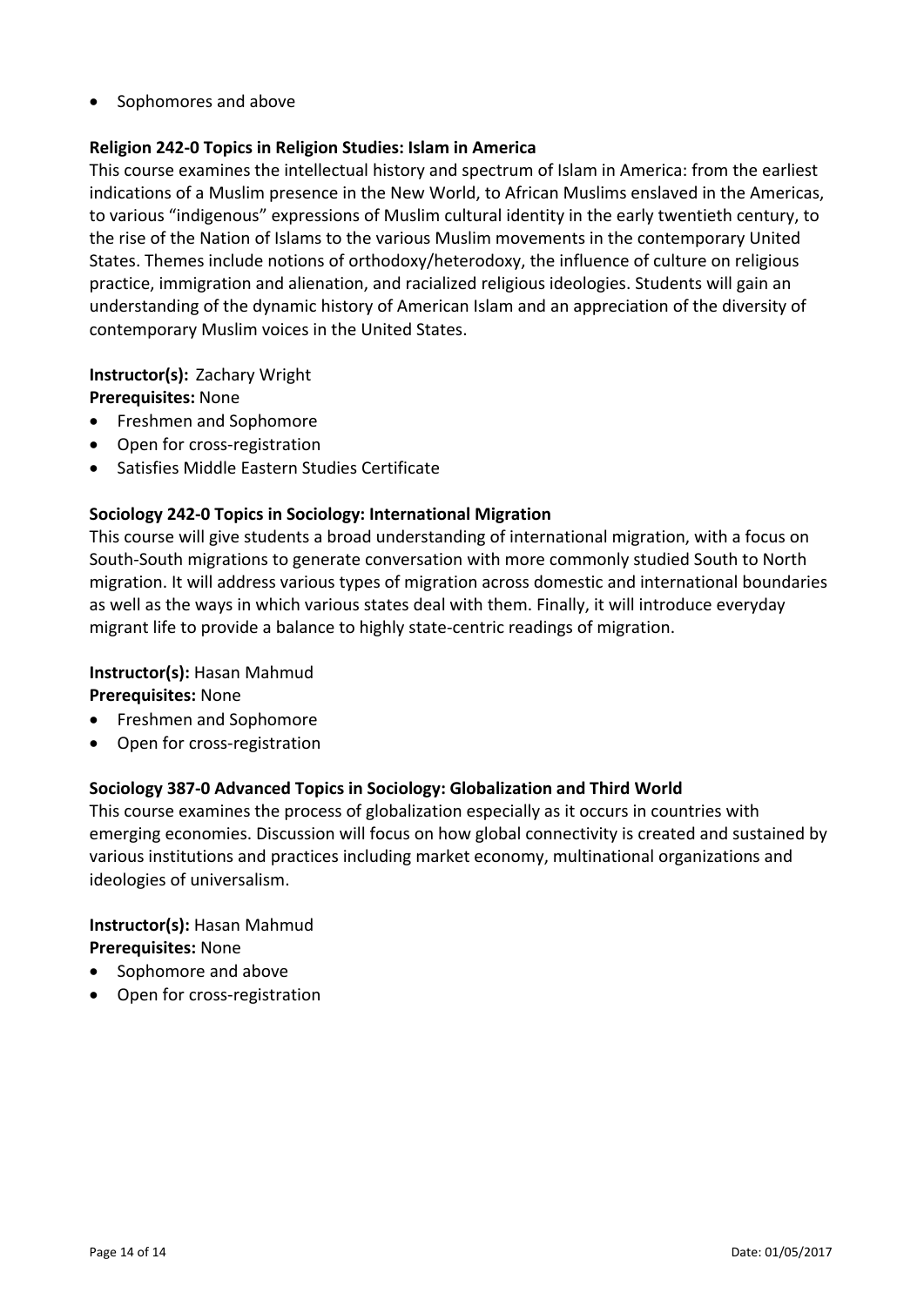- Sophomores and above

**Religion 242-0 Topics in Religion Studies: Islam in America**

This course examines the intellectual history and spectrum of Islam in America: from the earliest indications of a Muslim presence in the New World, to African Muslims enslaved in the Americas, to various "indigenous" expressions of Muslim cultural identity in the early twentieth century, to the rise of the Nation of Islams to the various Muslim movements in the contemporary United States. Themes include notions of orthodoxy/heterodoxy, the influence of culture on religious practice, immigration and alienation, and racialized religious ideologies. Students will gain an understanding of the dynamic history of American Islam and an appreciation of the diversity of contemporary Muslim voices in the United States.

**Instructor(s):** Zachary Wright
**Prerequisites:** None

- Freshmen and Sophomore
- Open for cross-registration
- Satisfies Middle Eastern Studies Certificate

**Sociology 242-0 Topics in Sociology: International Migration**

This course will give students a broad understanding of international migration, with a focus on South-South migrations to generate conversation with more commonly studied South to North migration. It will address various types of migration across domestic and international boundaries as well as the ways in which various states deal with them. Finally, it will introduce everyday migrant life to provide a balance to highly state-centric readings of migration.

**Instructor(s):** Hasan Mahmud
**Prerequisites:** None

- Freshmen and Sophomore
- Open for cross-registration

**Sociology 387-0 Advanced Topics in Sociology: Globalization and Third World**

This course examines the process of globalization especially as it occurs in countries with emerging economies. Discussion will focus on how global connectivity is created and sustained by various institutions and practices including market economy, multinational organizations and ideologies of universalism.

**Instructor(s):** Hasan Mahmud
**Prerequisites:** None

- Sophomore and above
- Open for cross-registration